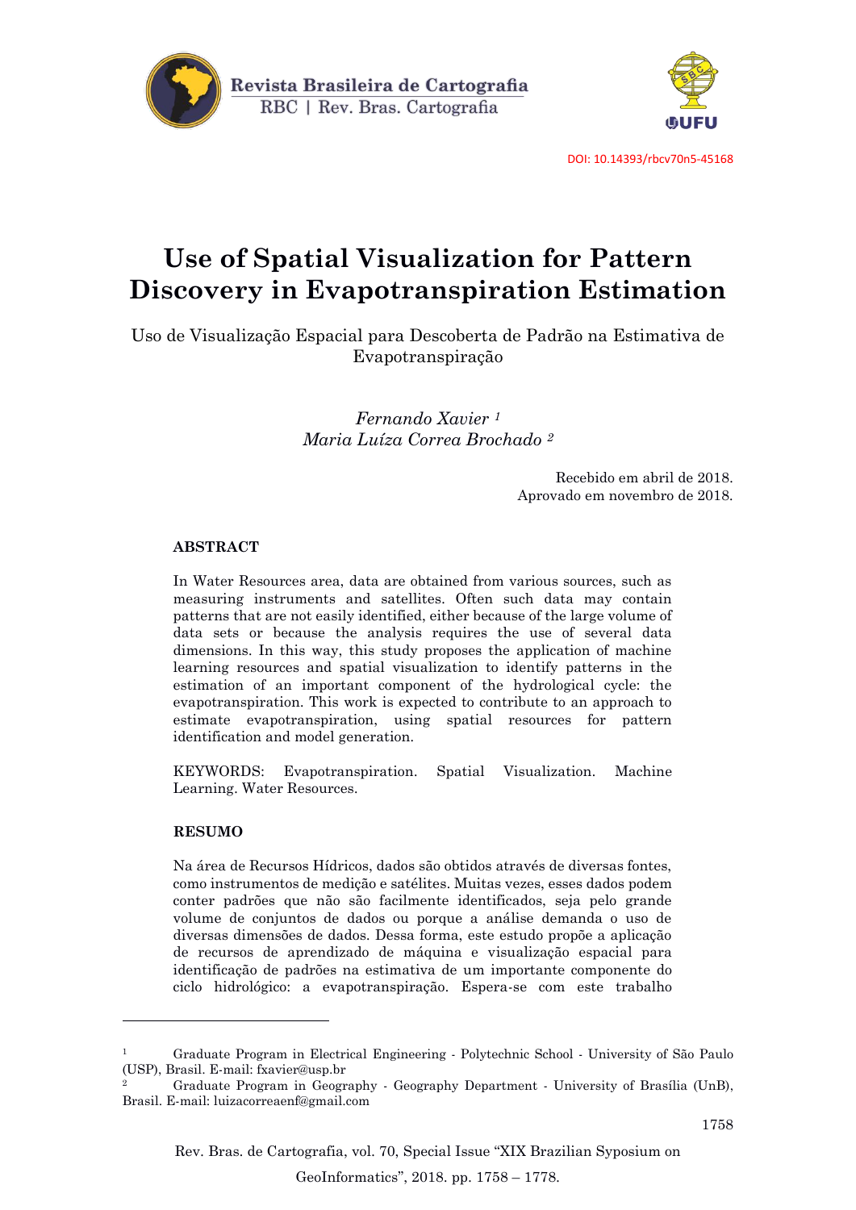DOI: 10.14393/rbcv70n5-45168

# Use of Spatial Visualization for Pattern Discovery in Evapotranspiration Estimation

Uso de Visualização Espacial para Descoberta de Padrão na Estimativa de Evapotranspiração

*Fernando Xavier* [1]
*Maria Luíza Correa Brochado* [2]

Recebido em abril de 2018.
Aprovado em novembro de 2018.

## ABSTRACT

In Water Resources area, data are obtained from various sources, such as measuring instruments and satellites. Often such data may contain patterns that are not easily identified, either because of the large volume of data sets or because the analysis requires the use of several data dimensions. In this way, this study proposes the application of machine learning resources and spatial visualization to identify patterns in the estimation of an important component of the hydrological cycle: the evapotranspiration. This work is expected to contribute to an approach to estimate evapotranspiration, using spatial resources for pattern identification and model generation.

KEYWORDS: Evapotranspiration. Spatial Visualization. Machine Learning. Water Resources.

## RESUMO

Na área de Recursos Hídricos, dados são obtidos através de diversas fontes, como instrumentos de medição e satélites. Muitas vezes, esses dados podem conter padrões que não são facilmente identificados, seja pelo grande volume de conjuntos de dados ou porque a análise demanda o uso de diversas dimensões de dados. Dessa forma, este estudo propõe a aplicação de recursos de aprendizado de máquina e visualização espacial para identificação de padrões na estimativa de um importante componente do ciclo hidrológico: a evapotranspiração. Espera-se com este trabalho

---

[1] Graduate Program in Electrical Engineering - Polytechnic School - University of São Paulo (USP), Brasil. E-mail: fxavier@usp.br

[2] Graduate Program in Geography - Geography Department - University of Brasília (UnB), Brasil. E-mail: luizacorreaenf@gmail.com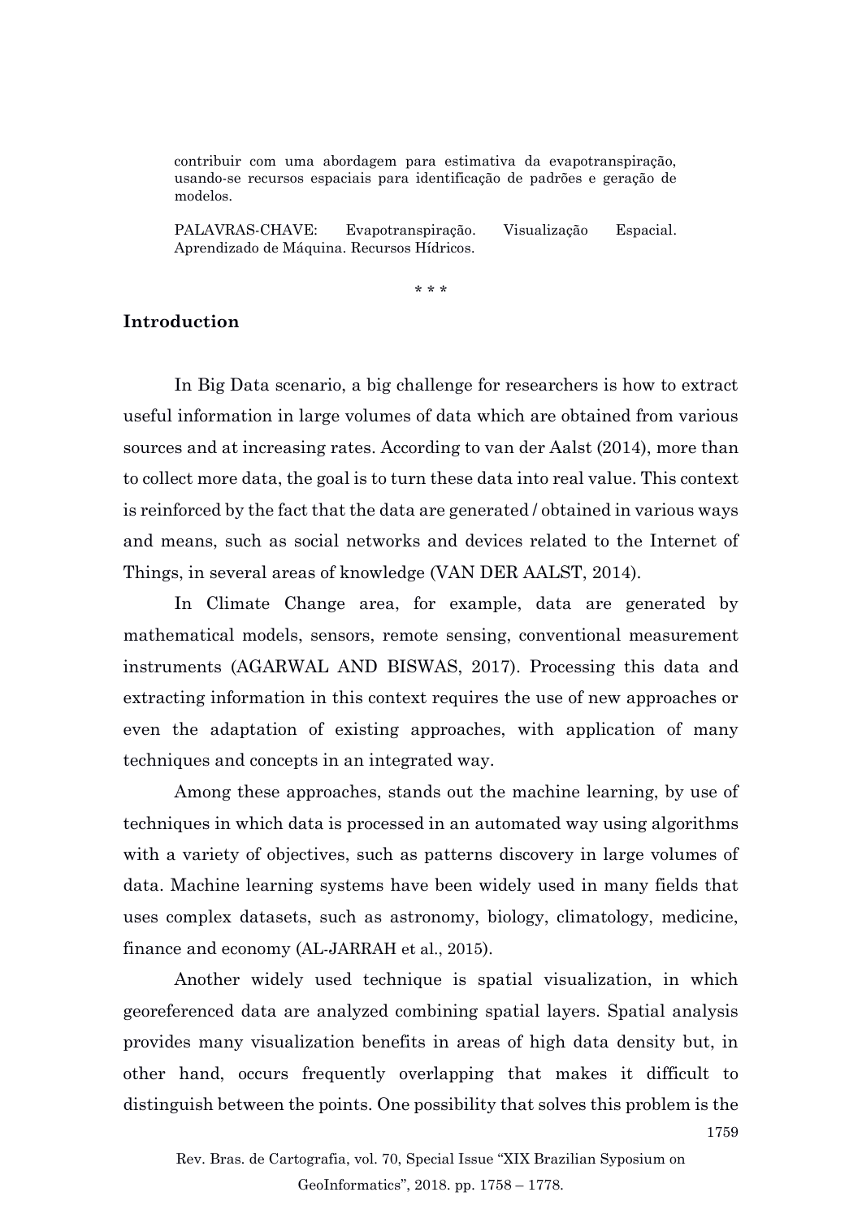contribuir com uma abordagem para estimativa da evapotranspiração, usando-se recursos espaciais para identificação de padrões e geração de modelos.

PALAVRAS-CHAVE: Evapotranspiração. Visualização Espacial. Aprendizado de Máquina. Recursos Hídricos.

\* \* \*

## Introduction

In Big Data scenario, a big challenge for researchers is how to extract useful information in large volumes of data which are obtained from various sources and at increasing rates. According to van der Aalst (2014), more than to collect more data, the goal is to turn these data into real value. This context is reinforced by the fact that the data are generated / obtained in various ways and means, such as social networks and devices related to the Internet of Things, in several areas of knowledge (VAN DER AALST, 2014).

In Climate Change area, for example, data are generated by mathematical models, sensors, remote sensing, conventional measurement instruments (AGARWAL AND BISWAS, 2017). Processing this data and extracting information in this context requires the use of new approaches or even the adaptation of existing approaches, with application of many techniques and concepts in an integrated way.

Among these approaches, stands out the machine learning, by use of techniques in which data is processed in an automated way using algorithms with a variety of objectives, such as patterns discovery in large volumes of data. Machine learning systems have been widely used in many fields that uses complex datasets, such as astronomy, biology, climatology, medicine, finance and economy (AL-JARRAH et al., 2015).

Another widely used technique is spatial visualization, in which georeferenced data are analyzed combining spatial layers. Spatial analysis provides many visualization benefits in areas of high data density but, in other hand, occurs frequently overlapping that makes it difficult to distinguish between the points. One possibility that solves this problem is the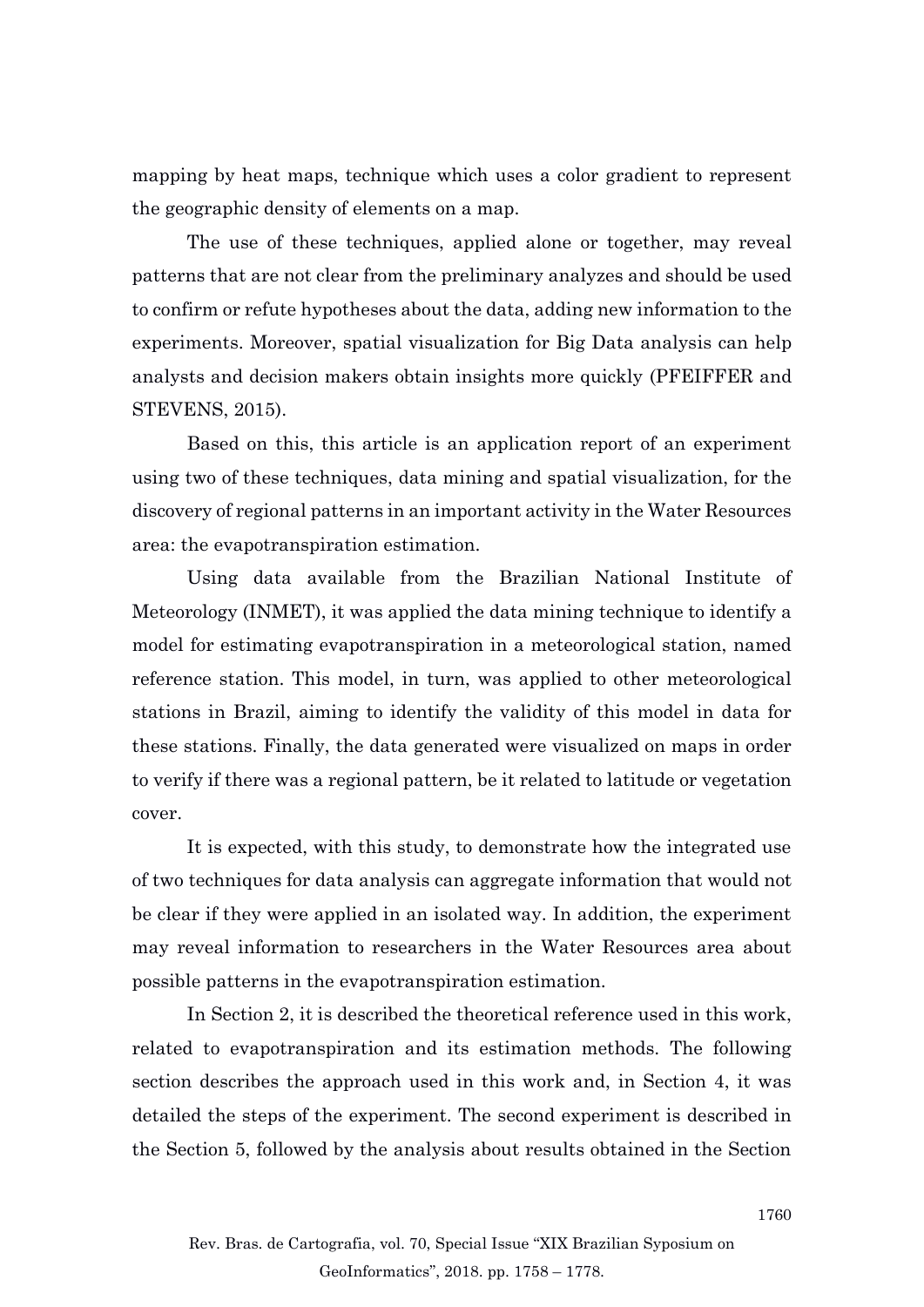mapping by heat maps, technique which uses a color gradient to represent the geographic density of elements on a map.

The use of these techniques, applied alone or together, may reveal patterns that are not clear from the preliminary analyzes and should be used to confirm or refute hypotheses about the data, adding new information to the experiments. Moreover, spatial visualization for Big Data analysis can help analysts and decision makers obtain insights more quickly (PFEIFFER and STEVENS, 2015).

Based on this, this article is an application report of an experiment using two of these techniques, data mining and spatial visualization, for the discovery of regional patterns in an important activity in the Water Resources area: the evapotranspiration estimation.

Using data available from the Brazilian National Institute of Meteorology (INMET), it was applied the data mining technique to identify a model for estimating evapotranspiration in a meteorological station, named reference station. This model, in turn, was applied to other meteorological stations in Brazil, aiming to identify the validity of this model in data for these stations. Finally, the data generated were visualized on maps in order to verify if there was a regional pattern, be it related to latitude or vegetation cover.

It is expected, with this study, to demonstrate how the integrated use of two techniques for data analysis can aggregate information that would not be clear if they were applied in an isolated way. In addition, the experiment may reveal information to researchers in the Water Resources area about possible patterns in the evapotranspiration estimation.

In Section 2, it is described the theoretical reference used in this work, related to evapotranspiration and its estimation methods. The following section describes the approach used in this work and, in Section 4, it was detailed the steps of the experiment. The second experiment is described in the Section 5, followed by the analysis about results obtained in the Section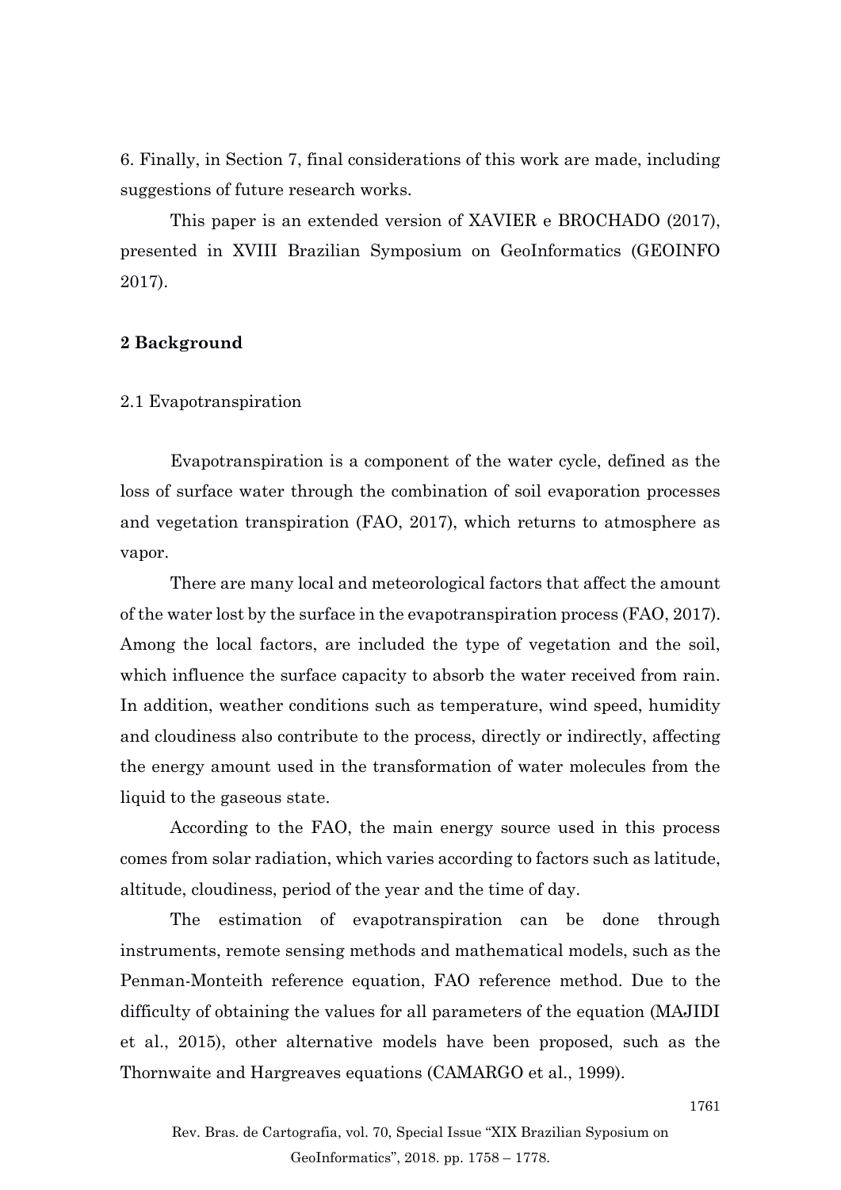6. Finally, in Section 7, final considerations of this work are made, including suggestions of future research works.

This paper is an extended version of XAVIER e BROCHADO (2017), presented in XVIII Brazilian Symposium on GeoInformatics (GEOINFO 2017).

## 2 Background

### 2.1 Evapotranspiration

Evapotranspiration is a component of the water cycle, defined as the loss of surface water through the combination of soil evaporation processes and vegetation transpiration (FAO, 2017), which returns to atmosphere as vapor.

There are many local and meteorological factors that affect the amount of the water lost by the surface in the evapotranspiration process (FAO, 2017). Among the local factors, are included the type of vegetation and the soil, which influence the surface capacity to absorb the water received from rain. In addition, weather conditions such as temperature, wind speed, humidity and cloudiness also contribute to the process, directly or indirectly, affecting the energy amount used in the transformation of water molecules from the liquid to the gaseous state.

According to the FAO, the main energy source used in this process comes from solar radiation, which varies according to factors such as latitude, altitude, cloudiness, period of the year and the time of day.

The estimation of evapotranspiration can be done through instruments, remote sensing methods and mathematical models, such as the Penman-Monteith reference equation, FAO reference method. Due to the difficulty of obtaining the values for all parameters of the equation (MAJIDI et al., 2015), other alternative models have been proposed, such as the Thornwaite and Hargreaves equations (CAMARGO et al., 1999).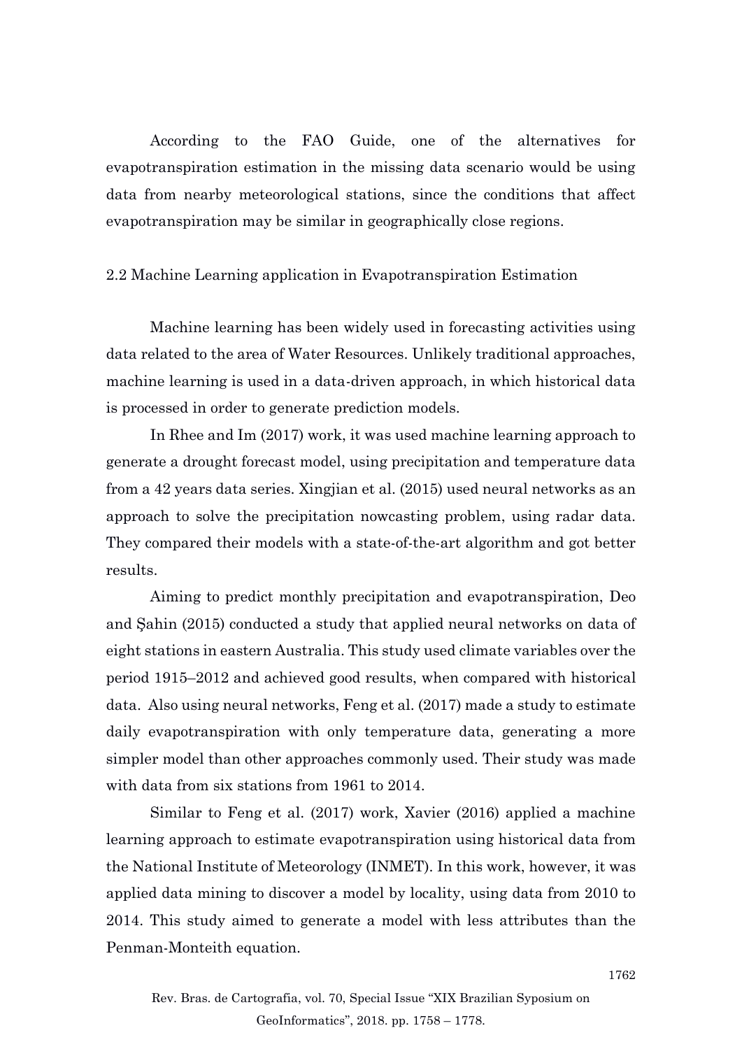According to the FAO Guide, one of the alternatives for evapotranspiration estimation in the missing data scenario would be using data from nearby meteorological stations, since the conditions that affect evapotranspiration may be similar in geographically close regions.

## 2.2 Machine Learning application in Evapotranspiration Estimation

Machine learning has been widely used in forecasting activities using data related to the area of Water Resources. Unlikely traditional approaches, machine learning is used in a data-driven approach, in which historical data is processed in order to generate prediction models.

In Rhee and Im (2017) work, it was used machine learning approach to generate a drought forecast model, using precipitation and temperature data from a 42 years data series. Xingjian et al. (2015) used neural networks as an approach to solve the precipitation nowcasting problem, using radar data. They compared their models with a state-of-the-art algorithm and got better results.

Aiming to predict monthly precipitation and evapotranspiration, Deo and Şahin (2015) conducted a study that applied neural networks on data of eight stations in eastern Australia. This study used climate variables over the period 1915–2012 and achieved good results, when compared with historical data. Also using neural networks, Feng et al. (2017) made a study to estimate daily evapotranspiration with only temperature data, generating a more simpler model than other approaches commonly used. Their study was made with data from six stations from 1961 to 2014.

Similar to Feng et al. (2017) work, Xavier (2016) applied a machine learning approach to estimate evapotranspiration using historical data from the National Institute of Meteorology (INMET). In this work, however, it was applied data mining to discover a model by locality, using data from 2010 to 2014. This study aimed to generate a model with less attributes than the Penman-Monteith equation.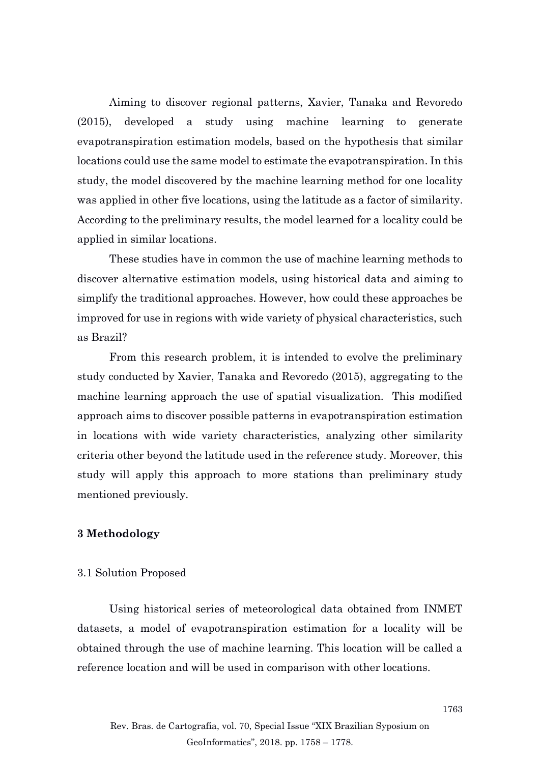Aiming to discover regional patterns, Xavier, Tanaka and Revoredo (2015), developed a study using machine learning to generate evapotranspiration estimation models, based on the hypothesis that similar locations could use the same model to estimate the evapotranspiration. In this study, the model discovered by the machine learning method for one locality was applied in other five locations, using the latitude as a factor of similarity. According to the preliminary results, the model learned for a locality could be applied in similar locations.

These studies have in common the use of machine learning methods to discover alternative estimation models, using historical data and aiming to simplify the traditional approaches. However, how could these approaches be improved for use in regions with wide variety of physical characteristics, such as Brazil?

From this research problem, it is intended to evolve the preliminary study conducted by Xavier, Tanaka and Revoredo (2015), aggregating to the machine learning approach the use of spatial visualization. This modified approach aims to discover possible patterns in evapotranspiration estimation in locations with wide variety characteristics, analyzing other similarity criteria other beyond the latitude used in the reference study. Moreover, this study will apply this approach to more stations than preliminary study mentioned previously.

## 3 Methodology

### 3.1 Solution Proposed

Using historical series of meteorological data obtained from INMET datasets, a model of evapotranspiration estimation for a locality will be obtained through the use of machine learning. This location will be called a reference location and will be used in comparison with other locations.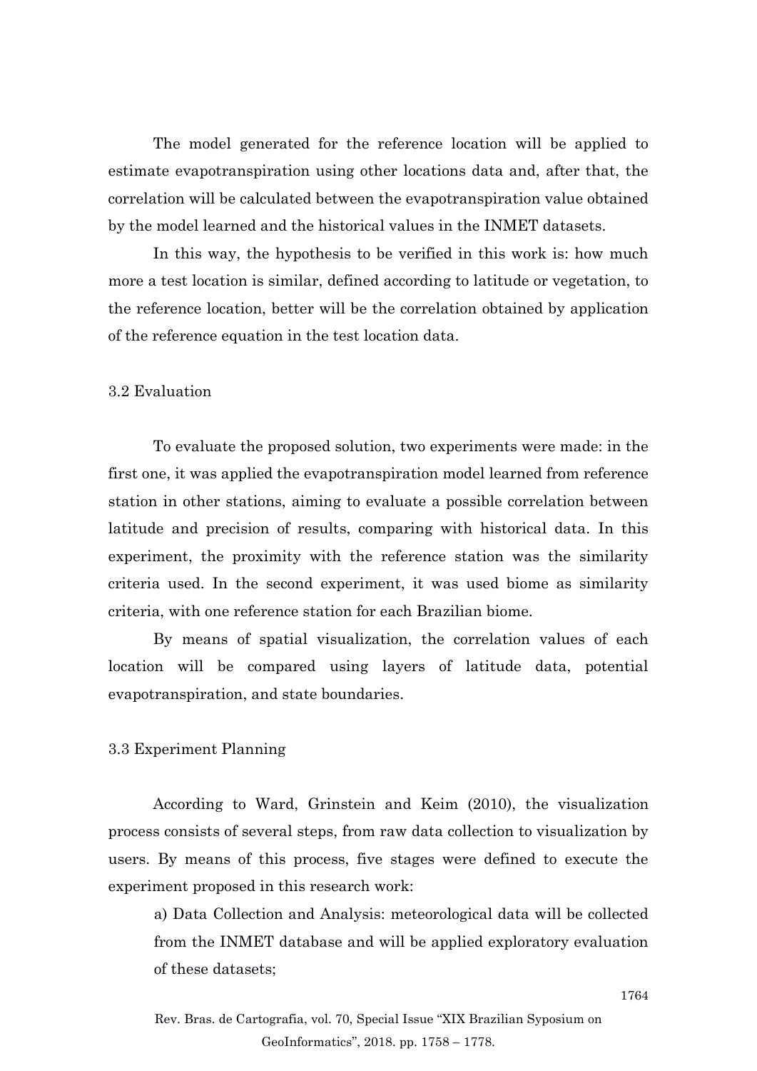The model generated for the reference location will be applied to estimate evapotranspiration using other locations data and, after that, the correlation will be calculated between the evapotranspiration value obtained by the model learned and the historical values in the INMET datasets.

In this way, the hypothesis to be verified in this work is: how much more a test location is similar, defined according to latitude or vegetation, to the reference location, better will be the correlation obtained by application of the reference equation in the test location data.

### 3.2 Evaluation

To evaluate the proposed solution, two experiments were made: in the first one, it was applied the evapotranspiration model learned from reference station in other stations, aiming to evaluate a possible correlation between latitude and precision of results, comparing with historical data. In this experiment, the proximity with the reference station was the similarity criteria used. In the second experiment, it was used biome as similarity criteria, with one reference station for each Brazilian biome.

By means of spatial visualization, the correlation values of each location will be compared using layers of latitude data, potential evapotranspiration, and state boundaries.

### 3.3 Experiment Planning

According to Ward, Grinstein and Keim (2010), the visualization process consists of several steps, from raw data collection to visualization by users. By means of this process, five stages were defined to execute the experiment proposed in this research work:

a) Data Collection and Analysis: meteorological data will be collected from the INMET database and will be applied exploratory evaluation of these datasets;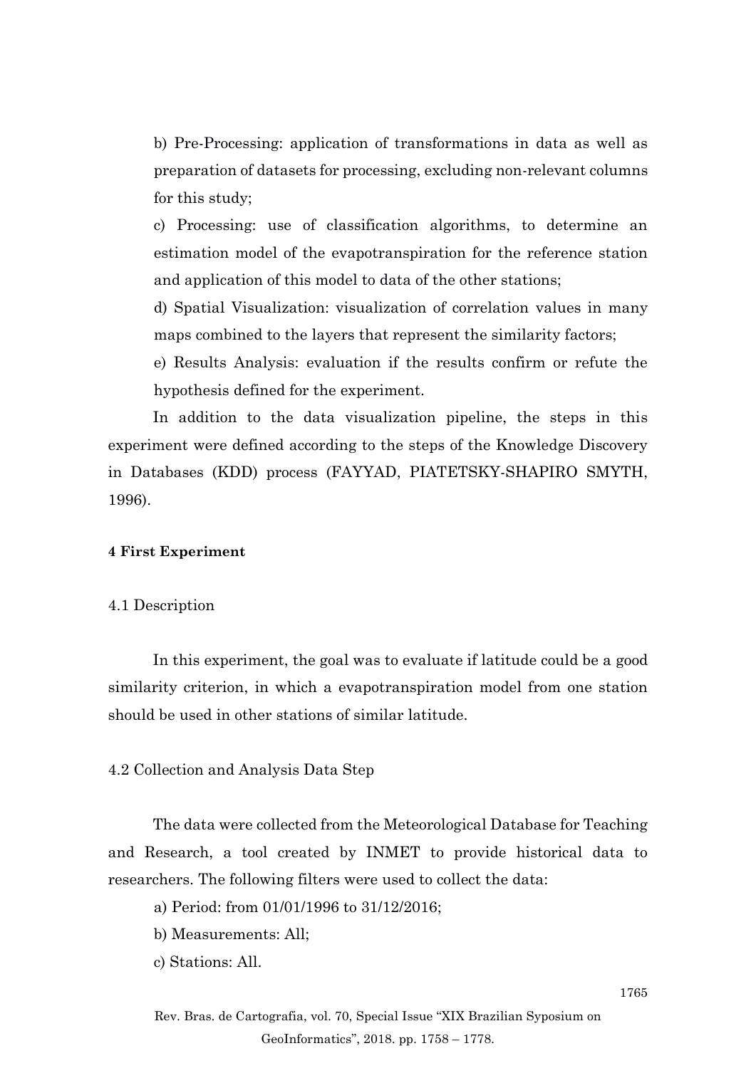b) Pre-Processing: application of transformations in data as well as preparation of datasets for processing, excluding non-relevant columns for this study;

c) Processing: use of classification algorithms, to determine an estimation model of the evapotranspiration for the reference station and application of this model to data of the other stations;

d) Spatial Visualization: visualization of correlation values in many maps combined to the layers that represent the similarity factors;

e) Results Analysis: evaluation if the results confirm or refute the hypothesis defined for the experiment.

In addition to the data visualization pipeline, the steps in this experiment were defined according to the steps of the Knowledge Discovery in Databases (KDD) process (FAYYAD, PIATETSKY-SHAPIRO SMYTH, 1996).

## 4 First Experiment

### 4.1 Description

In this experiment, the goal was to evaluate if latitude could be a good similarity criterion, in which a evapotranspiration model from one station should be used in other stations of similar latitude.

### 4.2 Collection and Analysis Data Step

The data were collected from the Meteorological Database for Teaching and Research, a tool created by INMET to provide historical data to researchers. The following filters were used to collect the data:

a) Period: from 01/01/1996 to 31/12/2016;

b) Measurements: All;

c) Stations: All.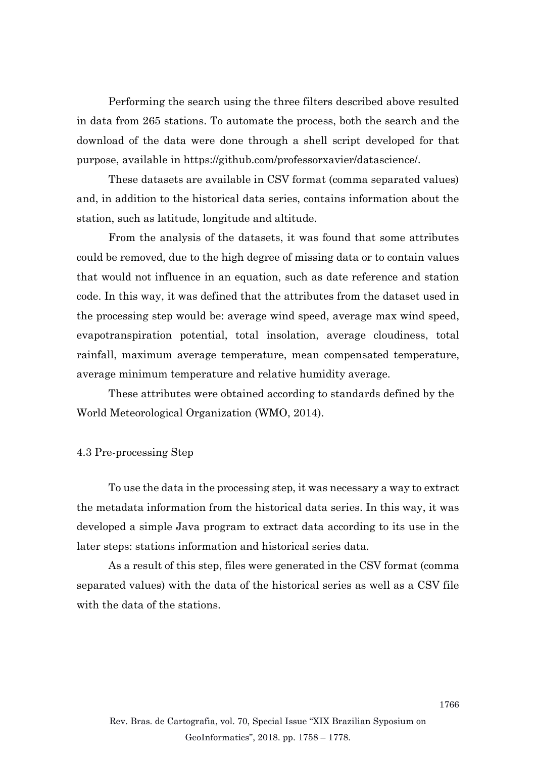Performing the search using the three filters described above resulted in data from 265 stations. To automate the process, both the search and the download of the data were done through a shell script developed for that purpose, available in https://github.com/professorxavier/datascience/.

These datasets are available in CSV format (comma separated values) and, in addition to the historical data series, contains information about the station, such as latitude, longitude and altitude.

From the analysis of the datasets, it was found that some attributes could be removed, due to the high degree of missing data or to contain values that would not influence in an equation, such as date reference and station code. In this way, it was defined that the attributes from the dataset used in the processing step would be: average wind speed, average max wind speed, evapotranspiration potential, total insolation, average cloudiness, total rainfall, maximum average temperature, mean compensated temperature, average minimum temperature and relative humidity average.

These attributes were obtained according to standards defined by the World Meteorological Organization (WMO, 2014).

### 4.3 Pre-processing Step

To use the data in the processing step, it was necessary a way to extract the metadata information from the historical data series. In this way, it was developed a simple Java program to extract data according to its use in the later steps: stations information and historical series data.

As a result of this step, files were generated in the CSV format (comma separated values) with the data of the historical series as well as a CSV file with the data of the stations.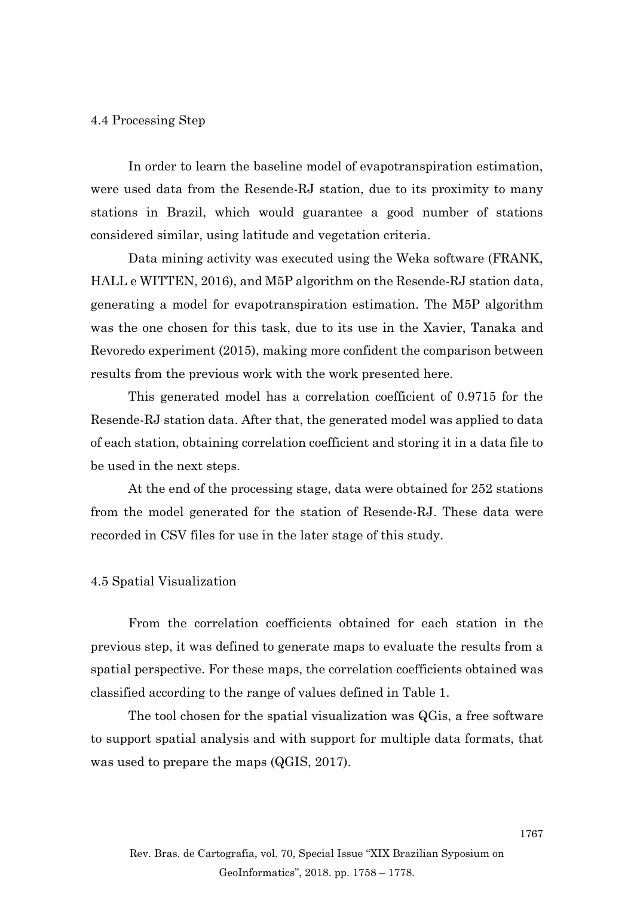### 4.4 Processing Step

In order to learn the baseline model of evapotranspiration estimation, were used data from the Resende-RJ station, due to its proximity to many stations in Brazil, which would guarantee a good number of stations considered similar, using latitude and vegetation criteria.

Data mining activity was executed using the Weka software (FRANK, HALL e WITTEN, 2016), and M5P algorithm on the Resende-RJ station data, generating a model for evapotranspiration estimation. The M5P algorithm was the one chosen for this task, due to its use in the Xavier, Tanaka and Revoredo experiment (2015), making more confident the comparison between results from the previous work with the work presented here.

This generated model has a correlation coefficient of 0.9715 for the Resende-RJ station data. After that, the generated model was applied to data of each station, obtaining correlation coefficient and storing it in a data file to be used in the next steps.

At the end of the processing stage, data were obtained for 252 stations from the model generated for the station of Resende-RJ. These data were recorded in CSV files for use in the later stage of this study.

### 4.5 Spatial Visualization

From the correlation coefficients obtained for each station in the previous step, it was defined to generate maps to evaluate the results from a spatial perspective. For these maps, the correlation coefficients obtained was classified according to the range of values defined in Table 1.

The tool chosen for the spatial visualization was QGis, a free software to support spatial analysis and with support for multiple data formats, that was used to prepare the maps (QGIS, 2017).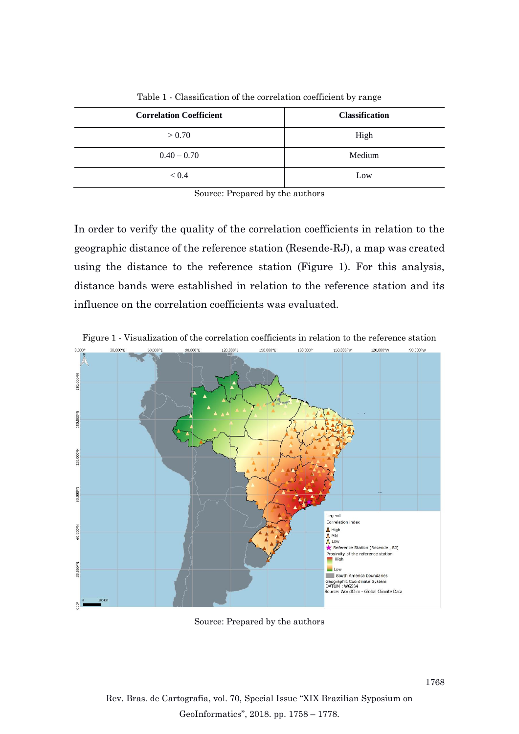Table 1 - Classification of the correlation coefficient by range

| Correlation Coefficient | Classification |
|---|---|
| > 0.70 | High |
| 0.40 – 0.70 | Medium |
| < 0.4 | Low |

Source: Prepared by the authors

In order to verify the quality of the correlation coefficients in relation to the geographic distance of the reference station (Resende-RJ), a map was created using the distance to the reference station (Figure 1). For this analysis, distance bands were established in relation to the reference station and its influence on the correlation coefficients was evaluated.

Figure 1 - Visualization of the correlation coefficients in relation to the reference station

Source: Prepared by the authors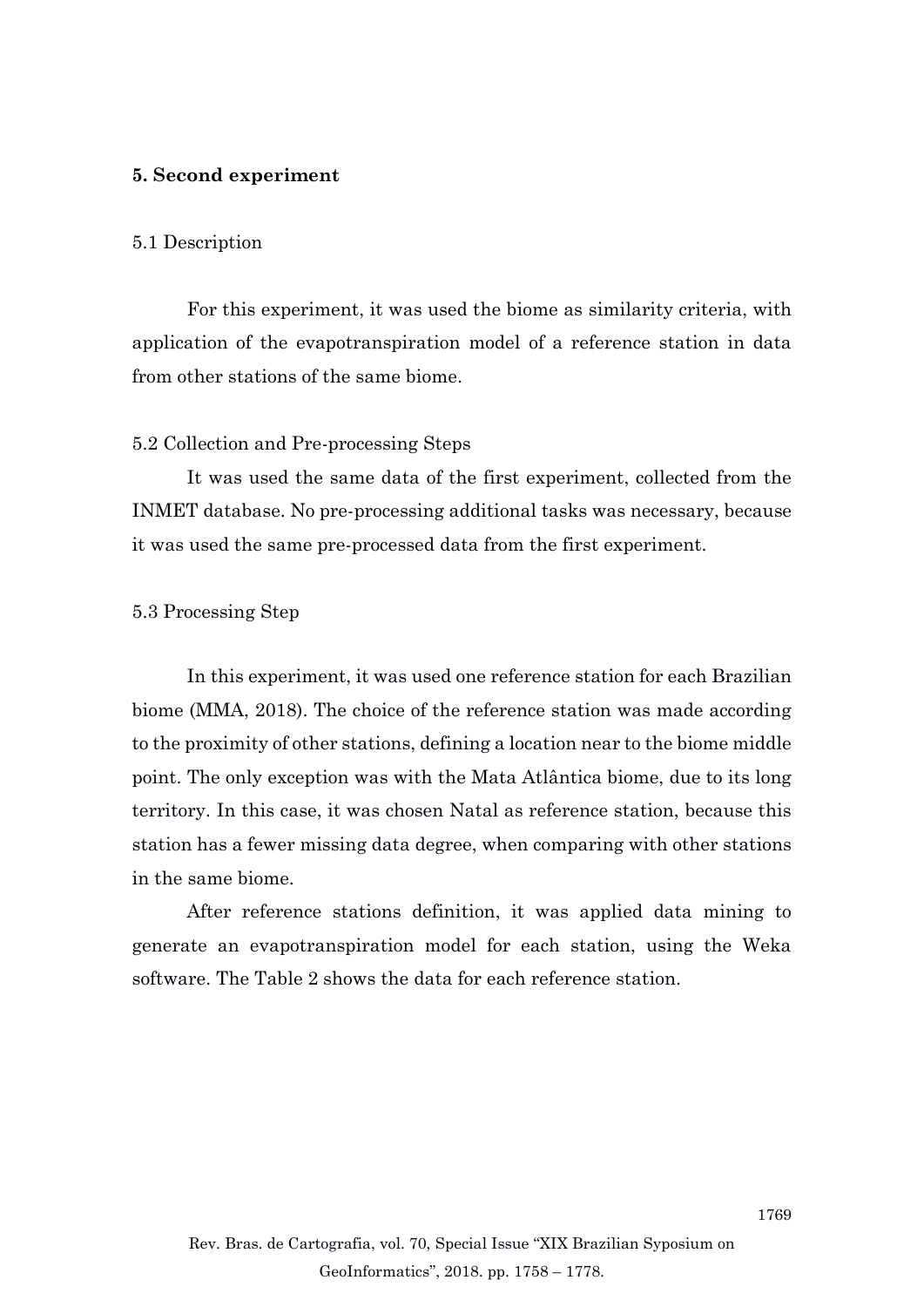## 5. Second experiment

### 5.1 Description

For this experiment, it was used the biome as similarity criteria, with application of the evapotranspiration model of a reference station in data from other stations of the same biome.

### 5.2 Collection and Pre-processing Steps

It was used the same data of the first experiment, collected from the INMET database. No pre-processing additional tasks was necessary, because it was used the same pre-processed data from the first experiment.

### 5.3 Processing Step

In this experiment, it was used one reference station for each Brazilian biome (MMA, 2018). The choice of the reference station was made according to the proximity of other stations, defining a location near to the biome middle point. The only exception was with the Mata Atlântica biome, due to its long territory. In this case, it was chosen Natal as reference station, because this station has a fewer missing data degree, when comparing with other stations in the same biome.

After reference stations definition, it was applied data mining to generate an evapotranspiration model for each station, using the Weka software. The Table 2 shows the data for each reference station.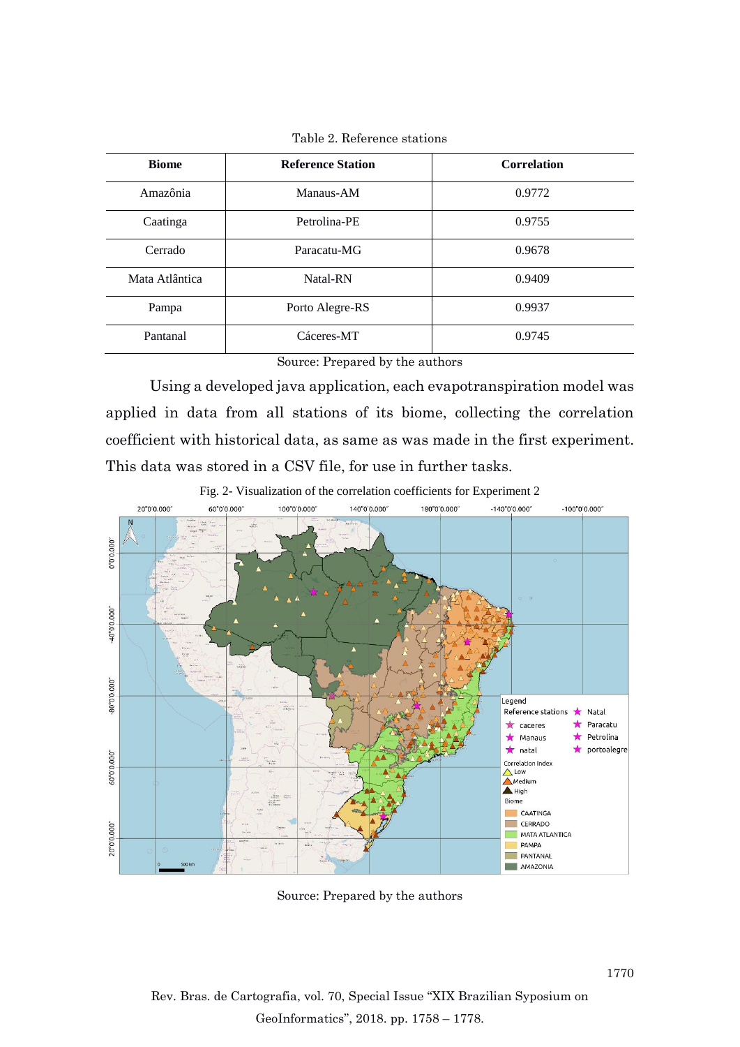Table 2. Reference stations

| Biome | Reference Station | Correlation |
|---|---|---|
| Amazônia | Manaus-AM | 0.9772 |
| Caatinga | Petrolina-PE | 0.9755 |
| Cerrado | Paracatu-MG | 0.9678 |
| Mata Atlântica | Natal-RN | 0.9409 |
| Pampa | Porto Alegre-RS | 0.9937 |
| Pantanal | Cáceres-MT | 0.9745 |

Source: Prepared by the authors

Using a developed java application, each evapotranspiration model was applied in data from all stations of its biome, collecting the correlation coefficient with historical data, as same as was made in the first experiment. This data was stored in a CSV file, for use in further tasks.

Fig. 2- Visualization of the correlation coefficients for Experiment 2

Source: Prepared by the authors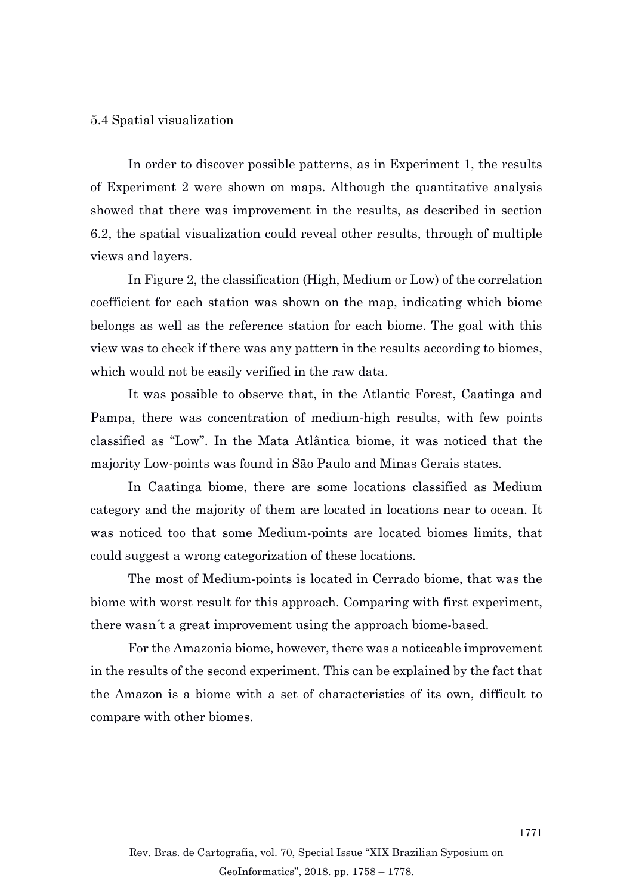### 5.4 Spatial visualization

In order to discover possible patterns, as in Experiment 1, the results of Experiment 2 were shown on maps. Although the quantitative analysis showed that there was improvement in the results, as described in section 6.2, the spatial visualization could reveal other results, through of multiple views and layers.

In Figure 2, the classification (High, Medium or Low) of the correlation coefficient for each station was shown on the map, indicating which biome belongs as well as the reference station for each biome. The goal with this view was to check if there was any pattern in the results according to biomes, which would not be easily verified in the raw data.

It was possible to observe that, in the Atlantic Forest, Caatinga and Pampa, there was concentration of medium-high results, with few points classified as "Low". In the Mata Atlântica biome, it was noticed that the majority Low-points was found in São Paulo and Minas Gerais states.

In Caatinga biome, there are some locations classified as Medium category and the majority of them are located in locations near to ocean. It was noticed too that some Medium-points are located biomes limits, that could suggest a wrong categorization of these locations.

The most of Medium-points is located in Cerrado biome, that was the biome with worst result for this approach. Comparing with first experiment, there wasn´t a great improvement using the approach biome-based.

For the Amazonia biome, however, there was a noticeable improvement in the results of the second experiment. This can be explained by the fact that the Amazon is a biome with a set of characteristics of its own, difficult to compare with other biomes.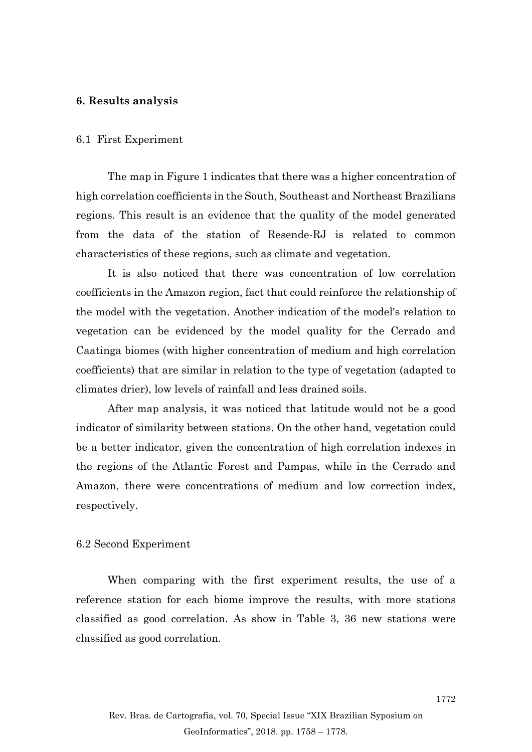## 6. Results analysis

### 6.1 First Experiment

The map in Figure 1 indicates that there was a higher concentration of high correlation coefficients in the South, Southeast and Northeast Brazilians regions. This result is an evidence that the quality of the model generated from the data of the station of Resende-RJ is related to common characteristics of these regions, such as climate and vegetation.

It is also noticed that there was concentration of low correlation coefficients in the Amazon region, fact that could reinforce the relationship of the model with the vegetation. Another indication of the model's relation to vegetation can be evidenced by the model quality for the Cerrado and Caatinga biomes (with higher concentration of medium and high correlation coefficients) that are similar in relation to the type of vegetation (adapted to climates drier), low levels of rainfall and less drained soils.

After map analysis, it was noticed that latitude would not be a good indicator of similarity between stations. On the other hand, vegetation could be a better indicator, given the concentration of high correlation indexes in the regions of the Atlantic Forest and Pampas, while in the Cerrado and Amazon, there were concentrations of medium and low correction index, respectively.

### 6.2 Second Experiment

When comparing with the first experiment results, the use of a reference station for each biome improve the results, with more stations classified as good correlation. As show in Table 3, 36 new stations were classified as good correlation.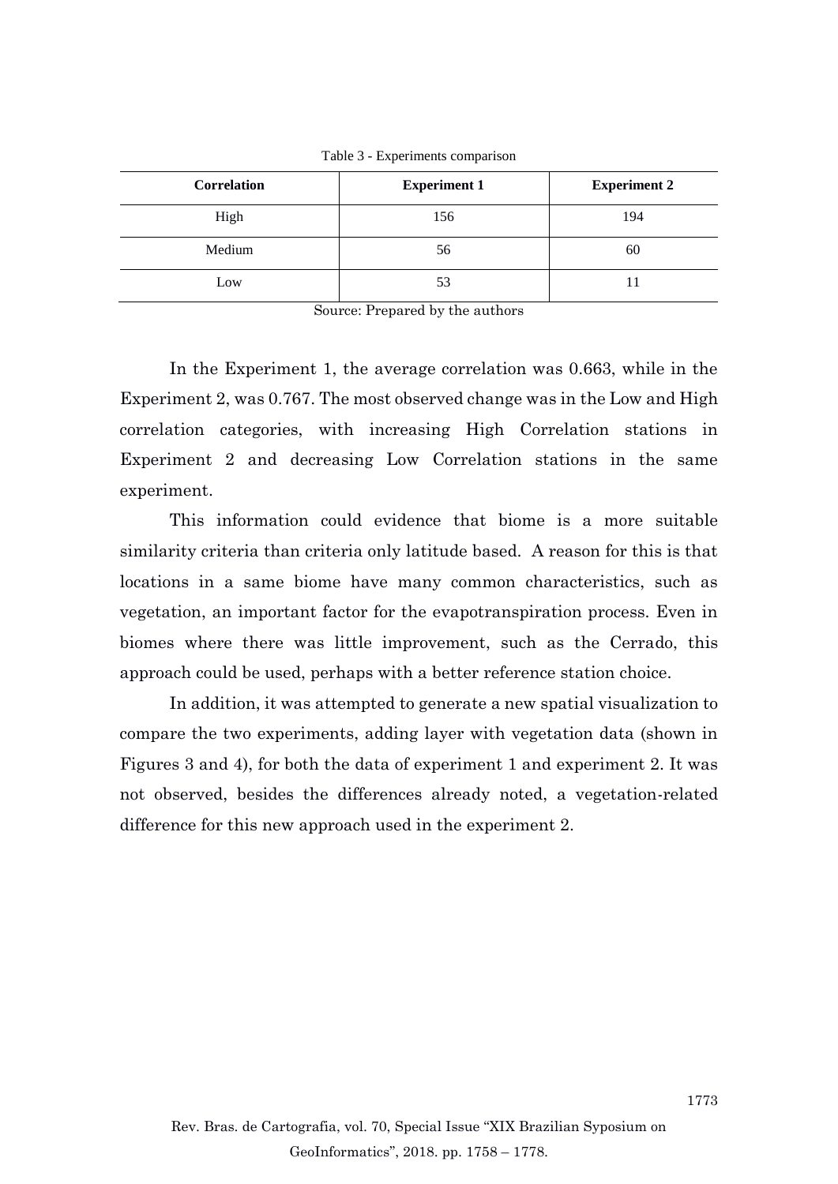Table 3 - Experiments comparison

| Correlation | Experiment 1 | Experiment 2 |
| --- | --- | --- |
| High | 156 | 194 |
| Medium | 56 | 60 |
| Low | 53 | 11 |

Source: Prepared by the authors

In the Experiment 1, the average correlation was 0.663, while in the Experiment 2, was 0.767. The most observed change was in the Low and High correlation categories, with increasing High Correlation stations in Experiment 2 and decreasing Low Correlation stations in the same experiment.

This information could evidence that biome is a more suitable similarity criteria than criteria only latitude based. A reason for this is that locations in a same biome have many common characteristics, such as vegetation, an important factor for the evapotranspiration process. Even in biomes where there was little improvement, such as the Cerrado, this approach could be used, perhaps with a better reference station choice.

In addition, it was attempted to generate a new spatial visualization to compare the two experiments, adding layer with vegetation data (shown in Figures 3 and 4), for both the data of experiment 1 and experiment 2. It was not observed, besides the differences already noted, a vegetation-related difference for this new approach used in the experiment 2.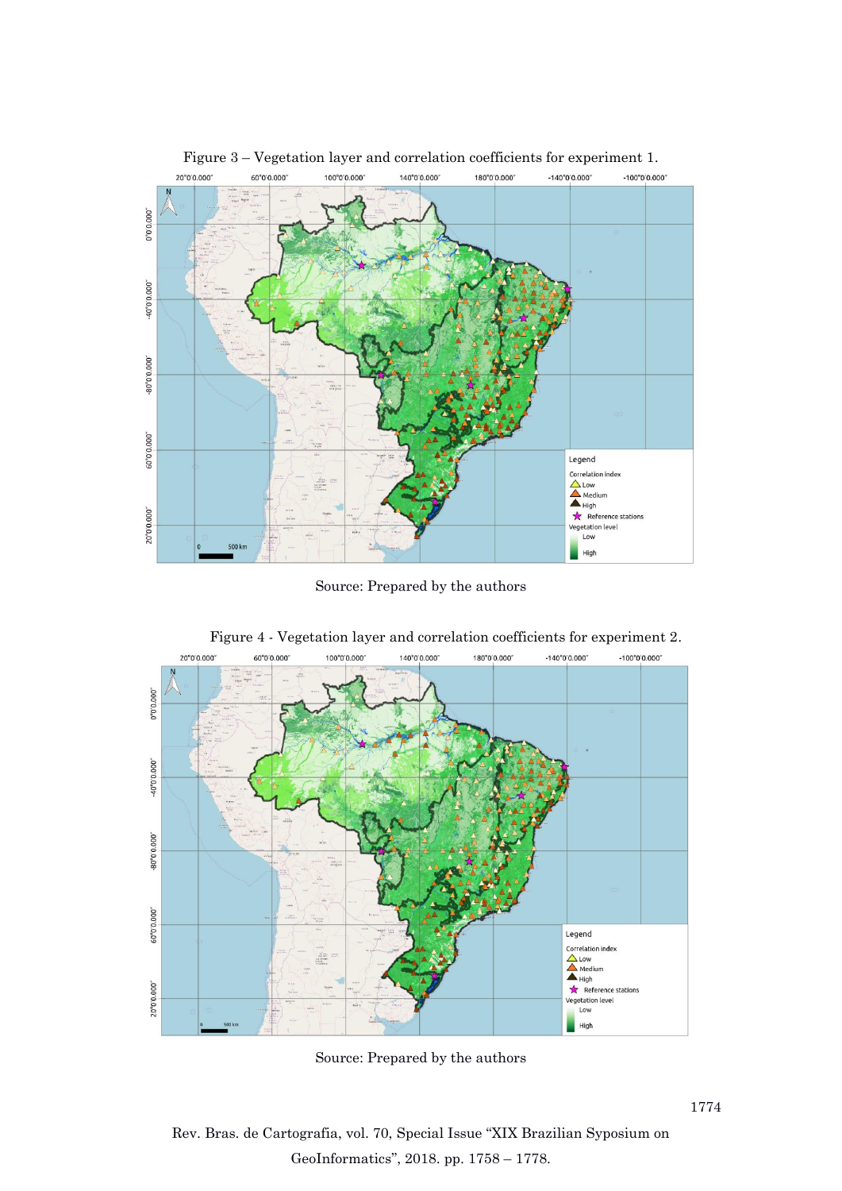Figure 3 – Vegetation layer and correlation coefficients for experiment 1.

Source: Prepared by the authors

Figure 4 - Vegetation layer and correlation coefficients for experiment 2.

Source: Prepared by the authors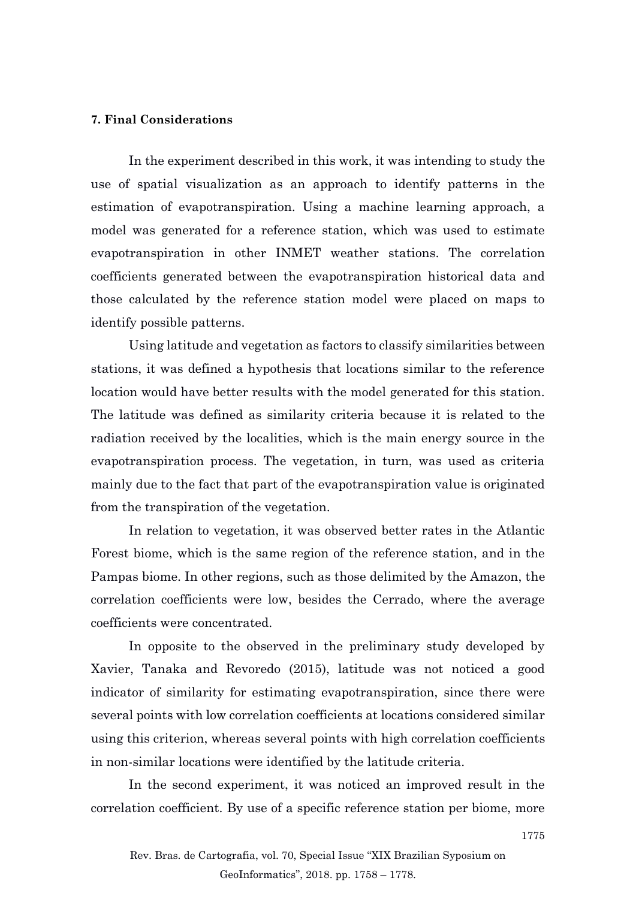**7. Final Considerations**

In the experiment described in this work, it was intending to study the use of spatial visualization as an approach to identify patterns in the estimation of evapotranspiration. Using a machine learning approach, a model was generated for a reference station, which was used to estimate evapotranspiration in other INMET weather stations. The correlation coefficients generated between the evapotranspiration historical data and those calculated by the reference station model were placed on maps to identify possible patterns.

Using latitude and vegetation as factors to classify similarities between stations, it was defined a hypothesis that locations similar to the reference location would have better results with the model generated for this station. The latitude was defined as similarity criteria because it is related to the radiation received by the localities, which is the main energy source in the evapotranspiration process. The vegetation, in turn, was used as criteria mainly due to the fact that part of the evapotranspiration value is originated from the transpiration of the vegetation.

In relation to vegetation, it was observed better rates in the Atlantic Forest biome, which is the same region of the reference station, and in the Pampas biome. In other regions, such as those delimited by the Amazon, the correlation coefficients were low, besides the Cerrado, where the average coefficients were concentrated.

In opposite to the observed in the preliminary study developed by Xavier, Tanaka and Revoredo (2015), latitude was not noticed a good indicator of similarity for estimating evapotranspiration, since there were several points with low correlation coefficients at locations considered similar using this criterion, whereas several points with high correlation coefficients in non-similar locations were identified by the latitude criteria.

In the second experiment, it was noticed an improved result in the correlation coefficient. By use of a specific reference station per biome, more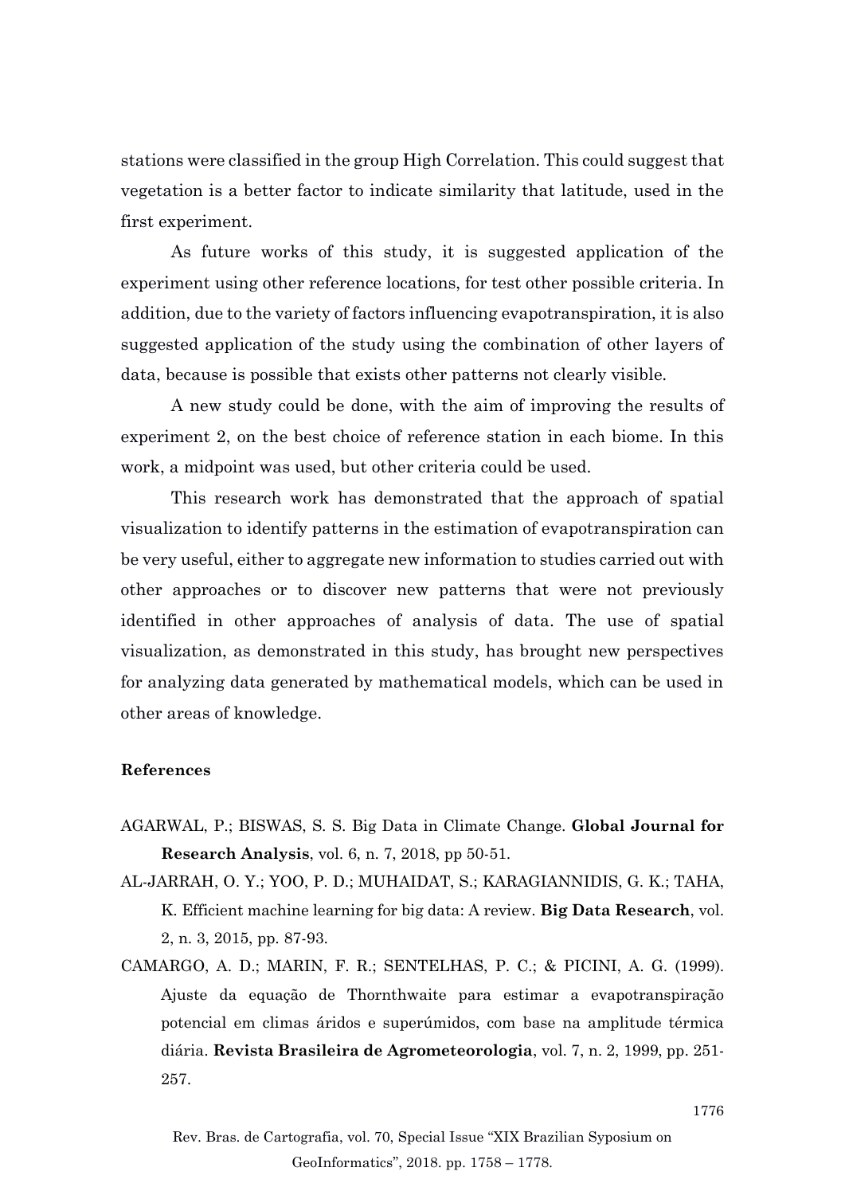stations were classified in the group High Correlation. This could suggest that vegetation is a better factor to indicate similarity that latitude, used in the first experiment.

As future works of this study, it is suggested application of the experiment using other reference locations, for test other possible criteria. In addition, due to the variety of factors influencing evapotranspiration, it is also suggested application of the study using the combination of other layers of data, because is possible that exists other patterns not clearly visible.

A new study could be done, with the aim of improving the results of experiment 2, on the best choice of reference station in each biome. In this work, a midpoint was used, but other criteria could be used.

This research work has demonstrated that the approach of spatial visualization to identify patterns in the estimation of evapotranspiration can be very useful, either to aggregate new information to studies carried out with other approaches or to discover new patterns that were not previously identified in other approaches of analysis of data. The use of spatial visualization, as demonstrated in this study, has brought new perspectives for analyzing data generated by mathematical models, which can be used in other areas of knowledge.

**References**

AGARWAL, P.; BISWAS, S. S. Big Data in Climate Change. **Global Journal for Research Analysis**, vol. 6, n. 7, 2018, pp 50-51.

AL-JARRAH, O. Y.; YOO, P. D.; MUHAIDAT, S.; KARAGIANNIDIS, G. K.; TAHA, K. Efficient machine learning for big data: A review. **Big Data Research**, vol. 2, n. 3, 2015, pp. 87-93.

CAMARGO, A. D.; MARIN, F. R.; SENTELHAS, P. C.; & PICINI, A. G. (1999). Ajuste da equação de Thornthwaite para estimar a evapotranspiração potencial em climas áridos e superúmidos, com base na amplitude térmica diária. **Revista Brasileira de Agrometeorologia**, vol. 7, n. 2, 1999, pp. 251-257.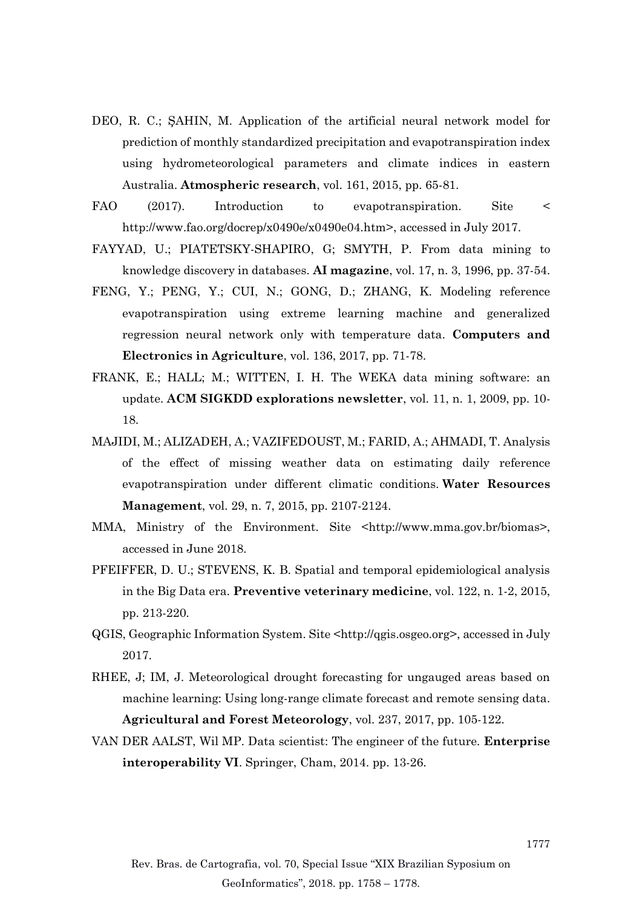DEO, R. C.; ŞAHIN, M. Application of the artificial neural network model for prediction of monthly standardized precipitation and evapotranspiration index using hydrometeorological parameters and climate indices in eastern Australia. **Atmospheric research**, vol. 161, 2015, pp. 65-81.

FAO (2017). Introduction to evapotranspiration. Site < http://www.fao.org/docrep/x0490e/x0490e04.htm>, accessed in July 2017.

FAYYAD, U.; PIATETSKY-SHAPIRO, G; SMYTH, P. From data mining to knowledge discovery in databases. **AI magazine**, vol. 17, n. 3, 1996, pp. 37-54.

FENG, Y.; PENG, Y.; CUI, N.; GONG, D.; ZHANG, K. Modeling reference evapotranspiration using extreme learning machine and generalized regression neural network only with temperature data. **Computers and Electronics in Agriculture**, vol. 136, 2017, pp. 71-78.

FRANK, E.; HALL; M.; WITTEN, I. H. The WEKA data mining software: an update. **ACM SIGKDD explorations newsletter**, vol. 11, n. 1, 2009, pp. 10-18.

MAJIDI, M.; ALIZADEH, A.; VAZIFEDOUST, M.; FARID, A.; AHMADI, T. Analysis of the effect of missing weather data on estimating daily reference evapotranspiration under different climatic conditions. **Water Resources Management**, vol. 29, n. 7, 2015, pp. 2107-2124.

MMA, Ministry of the Environment. Site <http://www.mma.gov.br/biomas>, accessed in June 2018.

PFEIFFER, D. U.; STEVENS, K. B. Spatial and temporal epidemiological analysis in the Big Data era. **Preventive veterinary medicine**, vol. 122, n. 1-2, 2015, pp. 213-220.

QGIS, Geographic Information System. Site <http://qgis.osgeo.org>, accessed in July 2017.

RHEE, J; IM, J. Meteorological drought forecasting for ungauged areas based on machine learning: Using long-range climate forecast and remote sensing data. **Agricultural and Forest Meteorology**, vol. 237, 2017, pp. 105-122.

VAN DER AALST, Wil MP. Data scientist: The engineer of the future. **Enterprise interoperability VI**. Springer, Cham, 2014. pp. 13-26.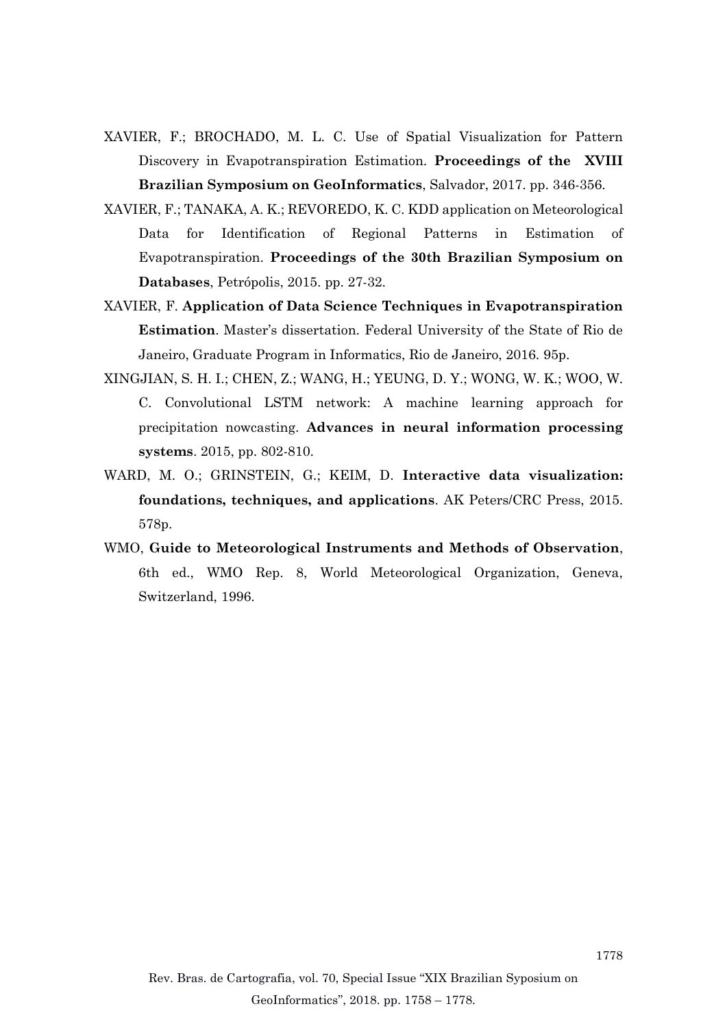XAVIER, F.; BROCHADO, M. L. C. Use of Spatial Visualization for Pattern Discovery in Evapotranspiration Estimation. **Proceedings of the XVIII Brazilian Symposium on GeoInformatics**, Salvador, 2017. pp. 346-356.

XAVIER, F.; TANAKA, A. K.; REVOREDO, K. C. KDD application on Meteorological Data for Identification of Regional Patterns in Estimation of Evapotranspiration. **Proceedings of the 30th Brazilian Symposium on Databases**, Petrópolis, 2015. pp. 27-32.

XAVIER, F. **Application of Data Science Techniques in Evapotranspiration Estimation**. Master's dissertation. Federal University of the State of Rio de Janeiro, Graduate Program in Informatics, Rio de Janeiro, 2016. 95p.

XINGJIAN, S. H. I.; CHEN, Z.; WANG, H.; YEUNG, D. Y.; WONG, W. K.; WOO, W. C. Convolutional LSTM network: A machine learning approach for precipitation nowcasting. **Advances in neural information processing systems**. 2015, pp. 802-810.

WARD, M. O.; GRINSTEIN, G.; KEIM, D. **Interactive data visualization: foundations, techniques, and applications**. AK Peters/CRC Press, 2015. 578p.

WMO, **Guide to Meteorological Instruments and Methods of Observation**, 6th ed., WMO Rep. 8, World Meteorological Organization, Geneva, Switzerland, 1996.